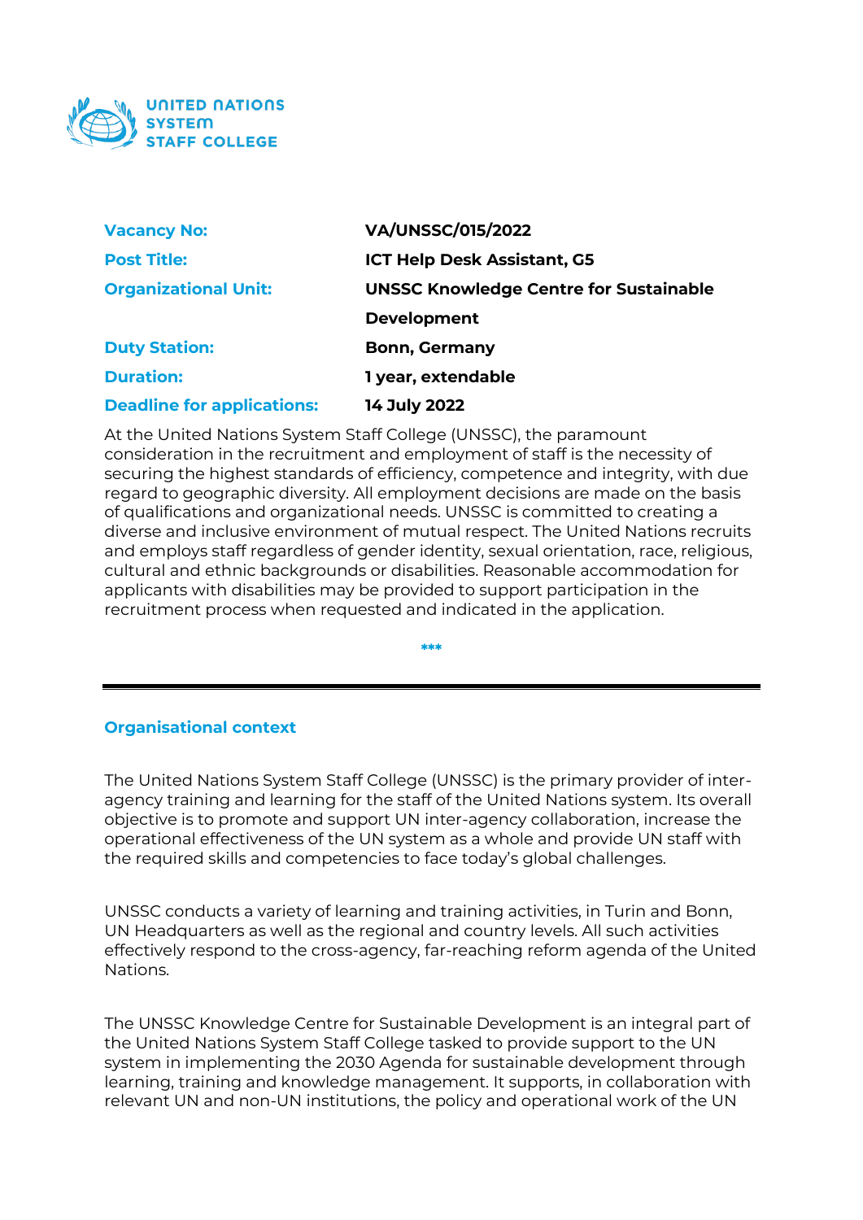UNITED NATIONS SYSTEM STAFF COLLEGE

| | |
|---|---|
| **Vacancy No:** | **VA/UNSSC/015/2022** |
| **Post Title:** | **ICT Help Desk Assistant, G5** |
| **Organizational Unit:** | **UNSSC Knowledge Centre for Sustainable Development** |
| **Duty Station:** | **Bonn, Germany** |
| **Duration:** | **1 year, extendable** |
| **Deadline for applications:** | **14 July 2022** |

At the United Nations System Staff College (UNSSC), the paramount consideration in the recruitment and employment of staff is the necessity of securing the highest standards of efficiency, competence and integrity, with due regard to geographic diversity. All employment decisions are made on the basis of qualifications and organizational needs. UNSSC is committed to creating a diverse and inclusive environment of mutual respect. The United Nations recruits and employs staff regardless of gender identity, sexual orientation, race, religious, cultural and ethnic backgrounds or disabilities. Reasonable accommodation for applicants with disabilities may be provided to support participation in the recruitment process when requested and indicated in the application.

***

---

## Organisational context

The United Nations System Staff College (UNSSC) is the primary provider of inter-agency training and learning for the staff of the United Nations system. Its overall objective is to promote and support UN inter-agency collaboration, increase the operational effectiveness of the UN system as a whole and provide UN staff with the required skills and competencies to face today's global challenges.

UNSSC conducts a variety of learning and training activities, in Turin and Bonn, UN Headquarters as well as the regional and country levels. All such activities effectively respond to the cross-agency, far-reaching reform agenda of the United Nations.

The UNSSC Knowledge Centre for Sustainable Development is an integral part of the United Nations System Staff College tasked to provide support to the UN system in implementing the 2030 Agenda for sustainable development through learning, training and knowledge management. It supports, in collaboration with relevant UN and non-UN institutions, the policy and operational work of the UN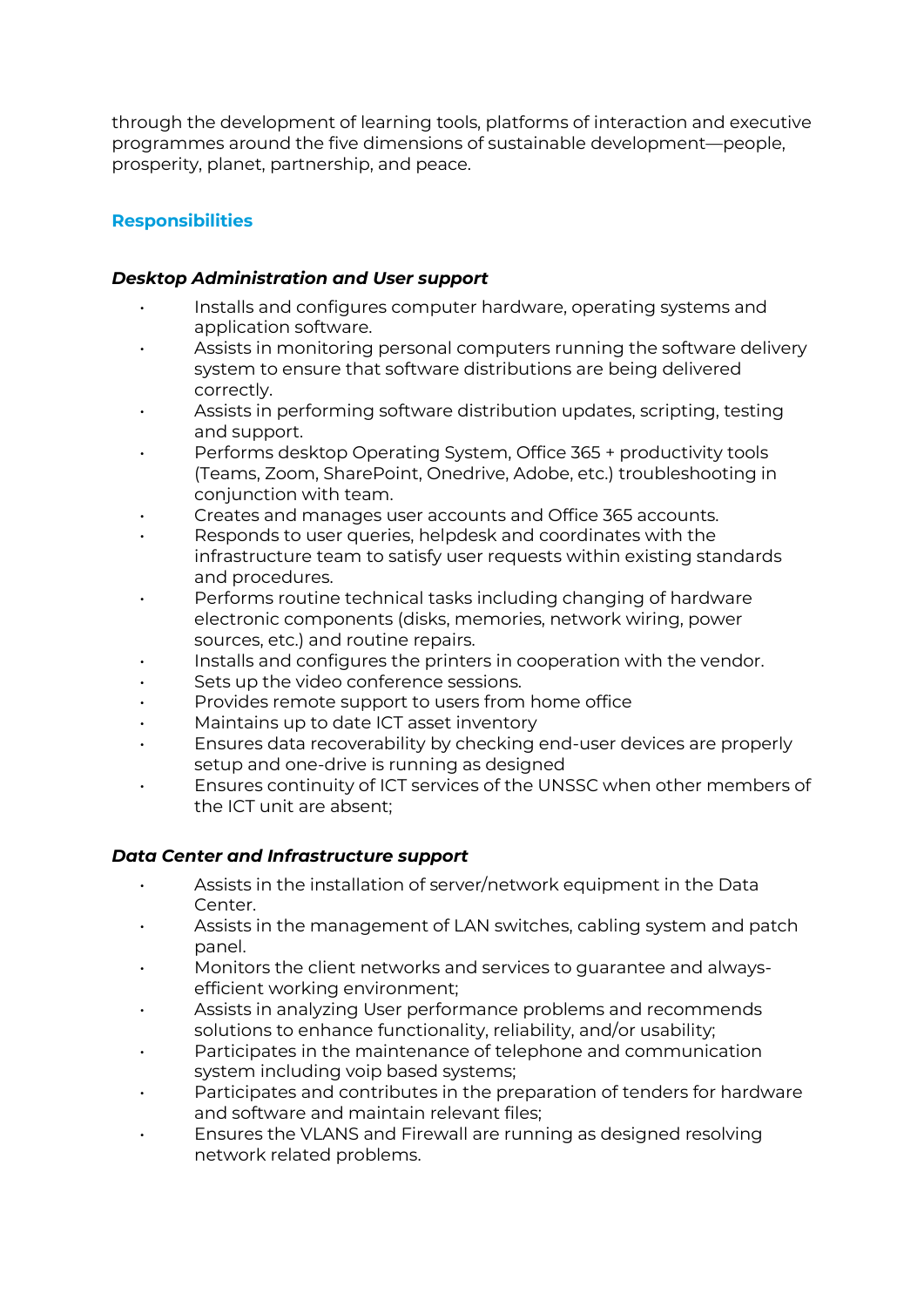through the development of learning tools, platforms of interaction and executive programmes around the five dimensions of sustainable development—people, prosperity, planet, partnership, and peace.

## Responsibilities

### *Desktop Administration and User support*

- Installs and configures computer hardware, operating systems and application software.
- Assists in monitoring personal computers running the software delivery system to ensure that software distributions are being delivered correctly.
- Assists in performing software distribution updates, scripting, testing and support.
- Performs desktop Operating System, Office 365 + productivity tools (Teams, Zoom, SharePoint, Onedrive, Adobe, etc.) troubleshooting in conjunction with team.
- Creates and manages user accounts and Office 365 accounts.
- Responds to user queries, helpdesk and coordinates with the infrastructure team to satisfy user requests within existing standards and procedures.
- Performs routine technical tasks including changing of hardware electronic components (disks, memories, network wiring, power sources, etc.) and routine repairs.
- Installs and configures the printers in cooperation with the vendor.
- Sets up the video conference sessions.
- Provides remote support to users from home office
- Maintains up to date ICT asset inventory
- Ensures data recoverability by checking end-user devices are properly setup and one-drive is running as designed
- Ensures continuity of ICT services of the UNSSC when other members of the ICT unit are absent;

### *Data Center and Infrastructure support*

- Assists in the installation of server/network equipment in the Data Center.
- Assists in the management of LAN switches, cabling system and patch panel.
- Monitors the client networks and services to guarantee and always-efficient working environment;
- Assists in analyzing User performance problems and recommends solutions to enhance functionality, reliability, and/or usability;
- Participates in the maintenance of telephone and communication system including voip based systems;
- Participates and contributes in the preparation of tenders for hardware and software and maintain relevant files;
- Ensures the VLANS and Firewall are running as designed resolving network related problems.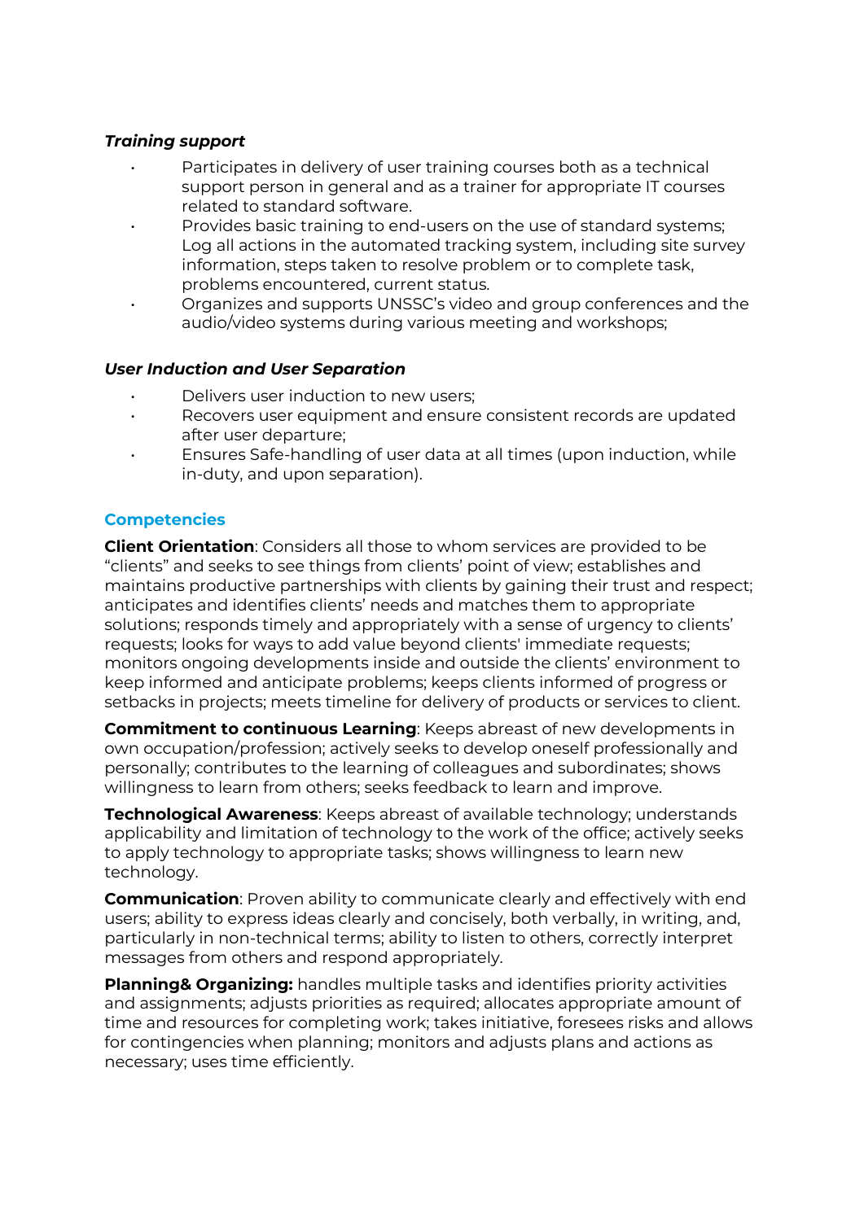***Training support***

- Participates in delivery of user training courses both as a technical support person in general and as a trainer for appropriate IT courses related to standard software.
- Provides basic training to end-users on the use of standard systems; Log all actions in the automated tracking system, including site survey information, steps taken to resolve problem or to complete task, problems encountered, current status.
- Organizes and supports UNSSC's video and group conferences and the audio/video systems during various meeting and workshops;

***User Induction and User Separation***

- Delivers user induction to new users;
- Recovers user equipment and ensure consistent records are updated after user departure;
- Ensures Safe-handling of user data at all times (upon induction, while in-duty, and upon separation).

## Competencies

**Client Orientation**: Considers all those to whom services are provided to be "clients" and seeks to see things from clients' point of view; establishes and maintains productive partnerships with clients by gaining their trust and respect; anticipates and identifies clients' needs and matches them to appropriate solutions; responds timely and appropriately with a sense of urgency to clients' requests; looks for ways to add value beyond clients' immediate requests; monitors ongoing developments inside and outside the clients' environment to keep informed and anticipate problems; keeps clients informed of progress or setbacks in projects; meets timeline for delivery of products or services to client.

**Commitment to continuous Learning**: Keeps abreast of new developments in own occupation/profession; actively seeks to develop oneself professionally and personally; contributes to the learning of colleagues and subordinates; shows willingness to learn from others; seeks feedback to learn and improve.

**Technological Awareness**: Keeps abreast of available technology; understands applicability and limitation of technology to the work of the office; actively seeks to apply technology to appropriate tasks; shows willingness to learn new technology.

**Communication**: Proven ability to communicate clearly and effectively with end users; ability to express ideas clearly and concisely, both verbally, in writing, and, particularly in non-technical terms; ability to listen to others, correctly interpret messages from others and respond appropriately.

**Planning& Organizing:** handles multiple tasks and identifies priority activities and assignments; adjusts priorities as required; allocates appropriate amount of time and resources for completing work; takes initiative, foresees risks and allows for contingencies when planning; monitors and adjusts plans and actions as necessary; uses time efficiently.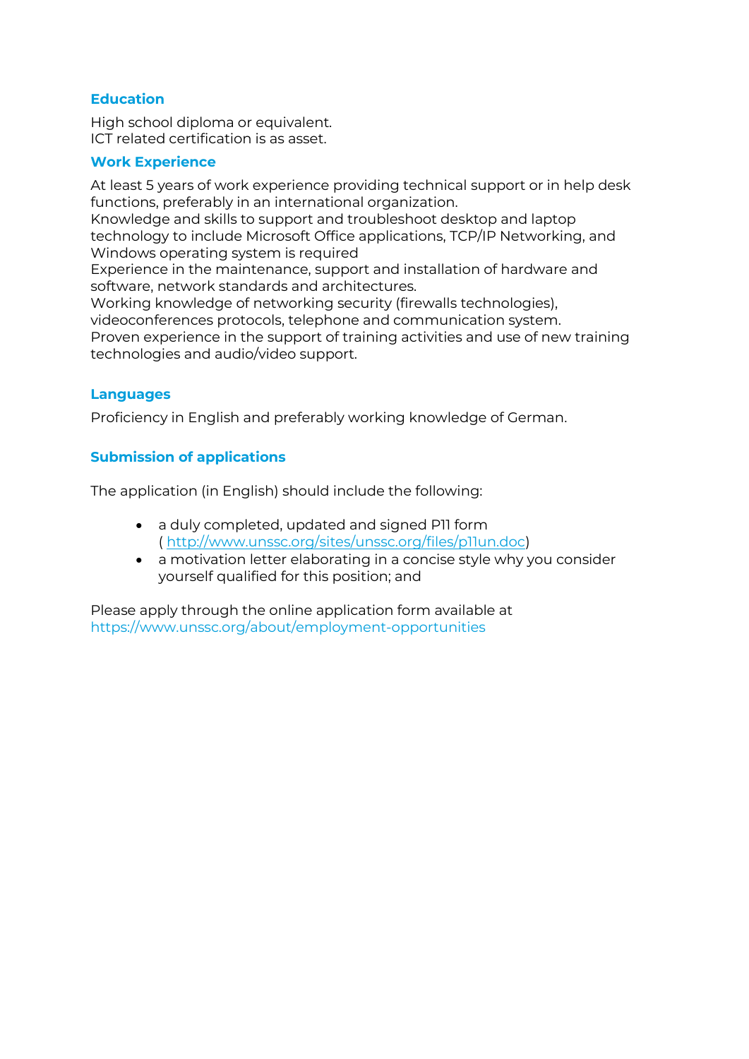### Education

High school diploma or equivalent.
ICT related certification is as asset.

### Work Experience

At least 5 years of work experience providing technical support or in help desk functions, preferably in an international organization.
Knowledge and skills to support and troubleshoot desktop and laptop technology to include Microsoft Office applications, TCP/IP Networking, and Windows operating system is required
Experience in the maintenance, support and installation of hardware and software, network standards and architectures.
Working knowledge of networking security (firewalls technologies), videoconferences protocols, telephone and communication system.
Proven experience in the support of training activities and use of new training technologies and audio/video support.

### Languages

Proficiency in English and preferably working knowledge of German.

### Submission of applications

The application (in English) should include the following:

- a duly completed, updated and signed P11 form ( http://www.unssc.org/sites/unssc.org/files/p11un.doc)
- a motivation letter elaborating in a concise style why you consider yourself qualified for this position; and

Please apply through the online application form available at https://www.unssc.org/about/employment-opportunities